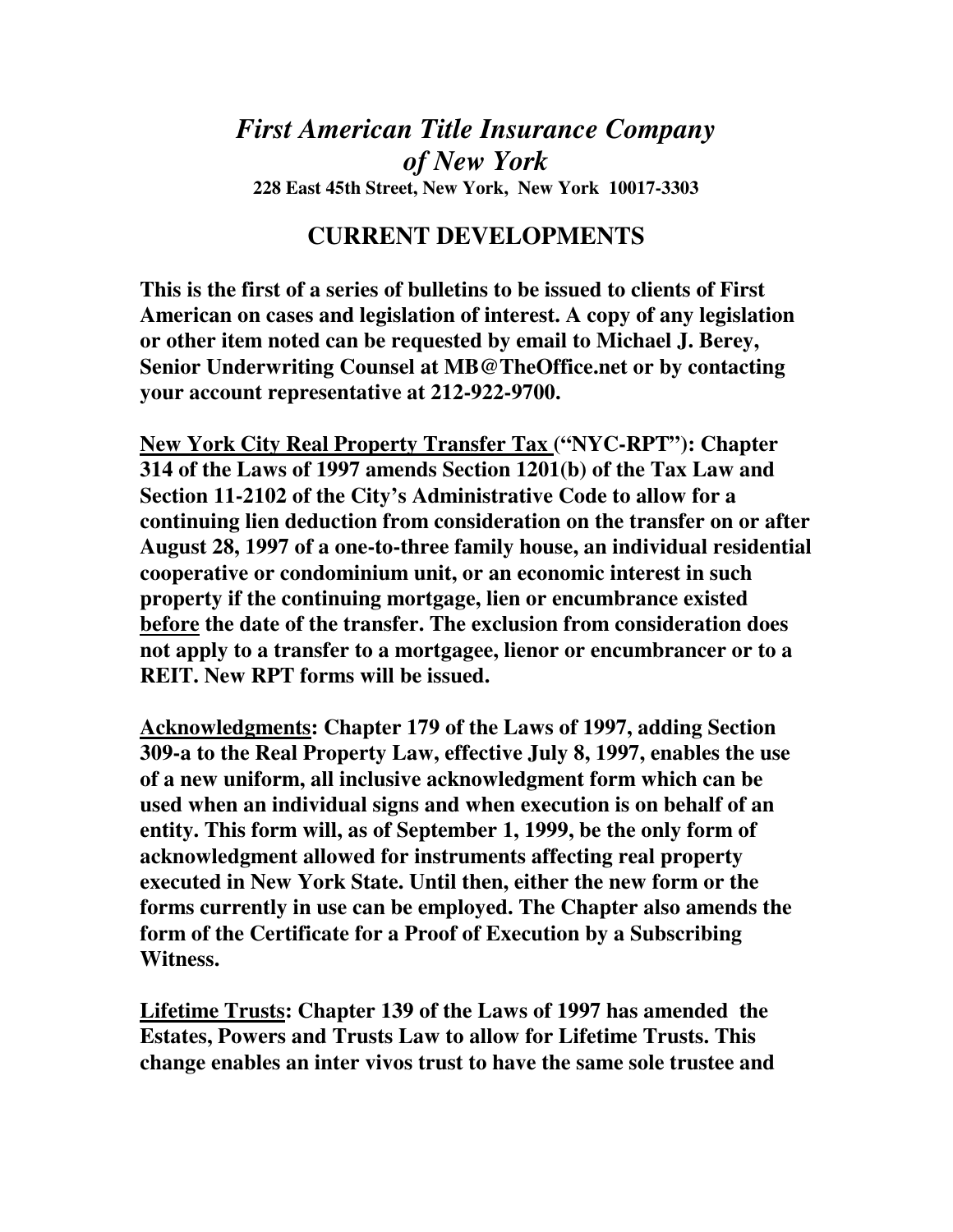# *First American Title Insurance Company of New York*

**228 East 45th Street, New York, New York 10017-3303**

## CURRENT DEVELOPMENTS

**This is the first of a series of bulletins to be issued to clients of First American on cases and legislation of interest. A copy of any legislation or other item noted can be requested by email to Michael J. Berey, Senior Underwriting Counsel at MB@TheOffice.net or by contacting your account representative at 212-922-9700.**

**<u>New York City Real Property Transfer Tax</u> ("NYC-RPT"): Chapter 314 of the Laws of 1997 amends Section 1201(b) of the Tax Law and Section 11-2102 of the City's Administrative Code to allow for a continuing lien deduction from consideration on the transfer on or after August 28, 1997 of a one-to-three family house, an individual residential cooperative or condominium unit, or an economic interest in such property if the continuing mortgage, lien or encumbrance existed <u>before</u> the date of the transfer. The exclusion from consideration does not apply to a transfer to a mortgagee, lienor or encumbrancer or to a REIT. New RPT forms will be issued.**

**<u>Acknowledgments</u>: Chapter 179 of the Laws of 1997, adding Section 309-a to the Real Property Law, effective July 8, 1997, enables the use of a new uniform, all inclusive acknowledgment form which can be used when an individual signs and when execution is on behalf of an entity. This form will, as of September 1, 1999, be the only form of acknowledgment allowed for instruments affecting real property executed in New York State. Until then, either the new form or the forms currently in use can be employed. The Chapter also amends the form of the Certificate for a Proof of Execution by a Subscribing Witness.**

**<u>Lifetime Trusts</u>: Chapter 139 of the Laws of 1997 has amended the Estates, Powers and Trusts Law to allow for Lifetime Trusts. This change enables an inter vivos trust to have the same sole trustee and**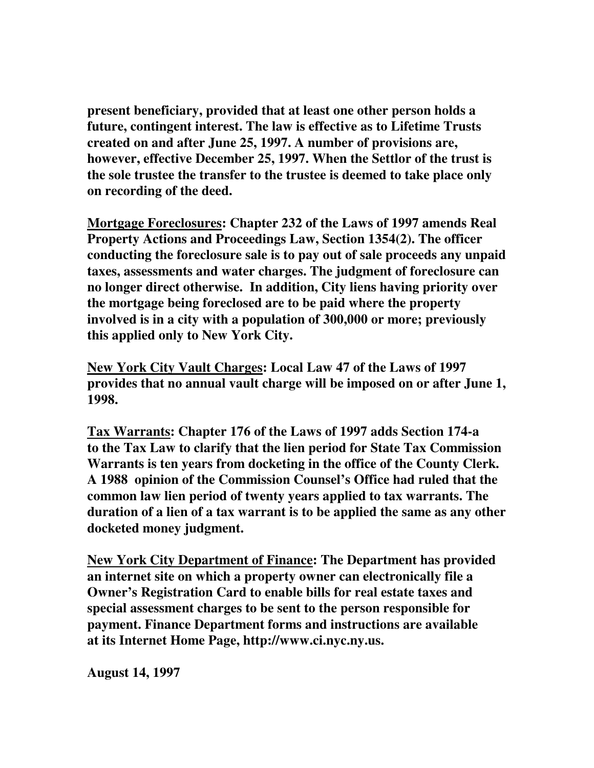**present beneficiary, provided that at least one other person holds a future, contingent interest. The law is effective as to Lifetime Trusts created on and after June 25, 1997. A number of provisions are, however, effective December 25, 1997. When the Settlor of the trust is the sole trustee the transfer to the trustee is deemed to take place only on recording of the deed.**

**<u>Mortgage Foreclosures</u>: Chapter 232 of the Laws of 1997 amends Real Property Actions and Proceedings Law, Section 1354(2). The officer conducting the foreclosure sale is to pay out of sale proceeds any unpaid taxes, assessments and water charges. The judgment of foreclosure can no longer direct otherwise. In addition, City liens having priority over the mortgage being foreclosed are to be paid where the property involved is in a city with a population of 300,000 or more; previously this applied only to New York City.**

**<u>New York City Vault Charges</u>: Local Law 47 of the Laws of 1997 provides that no annual vault charge will be imposed on or after June 1, 1998.**

**<u>Tax Warrants</u>: Chapter 176 of the Laws of 1997 adds Section 174-a to the Tax Law to clarify that the lien period for State Tax Commission Warrants is ten years from docketing in the office of the County Clerk. A 1988 opinion of the Commission Counsel's Office had ruled that the common law lien period of twenty years applied to tax warrants. The duration of a lien of a tax warrant is to be applied the same as any other docketed money judgment.**

**<u>New York City Department of Finance</u>: The Department has provided an internet site on which a property owner can electronically file a Owner's Registration Card to enable bills for real estate taxes and special assessment charges to be sent to the person responsible for payment. Finance Department forms and instructions are available at its Internet Home Page, http://www.ci.nyc.ny.us.**

**August 14, 1997**